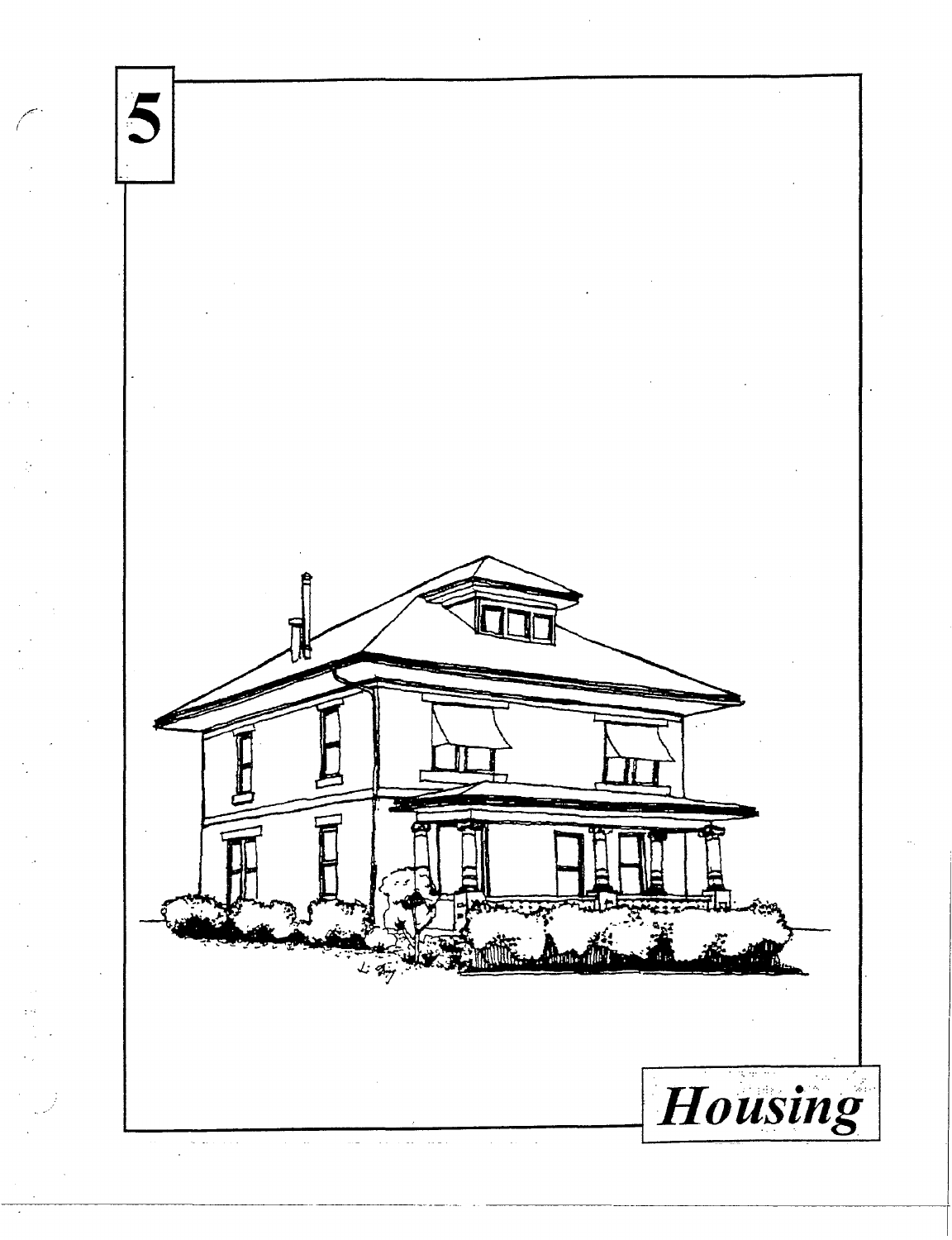# 5

# Housing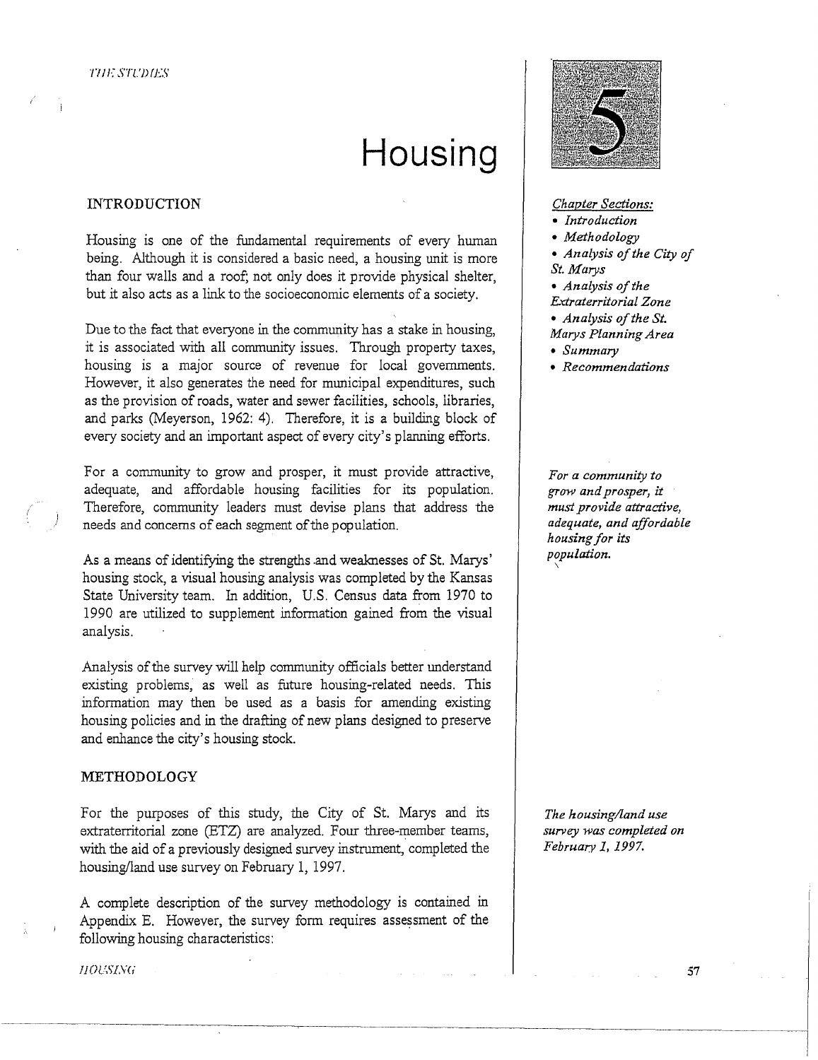# Housing

5

*Chapter Sections:*

- *Introduction*
- *Methodology*
- *Analysis of the City of St. Marys*
- *Analysis of the Extraterritorial Zone*
- *Analysis of the St. Marys Planning Area*
- *Summary*
- *Recommendations*

## INTRODUCTION

Housing is one of the fundamental requirements of every human being. Although it is considered a basic need, a housing unit is more than four walls and a roof; not only does it provide physical shelter, but it also acts as a link to the socioeconomic elements of a society.

Due to the fact that everyone in the community has a stake in housing, it is associated with all community issues. Through property taxes, housing is a major source of revenue for local governments. However, it also generates the need for municipal expenditures, such as the provision of roads, water and sewer facilities, schools, libraries, and parks (Meyerson, 1962: 4). Therefore, it is a building block of every society and an important aspect of every city's planning efforts.

For a community to grow and prosper, it must provide attractive, adequate, and affordable housing facilities for its population. Therefore, community leaders must devise plans that address the needs and concerns of each segment of the population.

*For a community to grow and prosper, it must provide attractive, adequate, and affordable housing for its population.*

As a means of identifying the strengths and weaknesses of St. Marys' housing stock, a visual housing analysis was completed by the Kansas State University team. In addition, U.S. Census data from 1970 to 1990 are utilized to supplement information gained from the visual analysis.

Analysis of the survey will help community officials better understand existing problems, as well as future housing-related needs. This information may then be used as a basis for amending existing housing policies and in the drafting of new plans designed to preserve and enhance the city's housing stock.

## METHODOLOGY

For the purposes of this study, the City of St. Marys and its extraterritorial zone (ETZ) are analyzed. Four three-member teams, with the aid of a previously designed survey instrument, completed the housing/land use survey on February 1, 1997.

*The housing/land use survey was completed on February 1, 1997.*

A complete description of the survey methodology is contained in Appendix E. However, the survey form requires assessment of the following housing characteristics: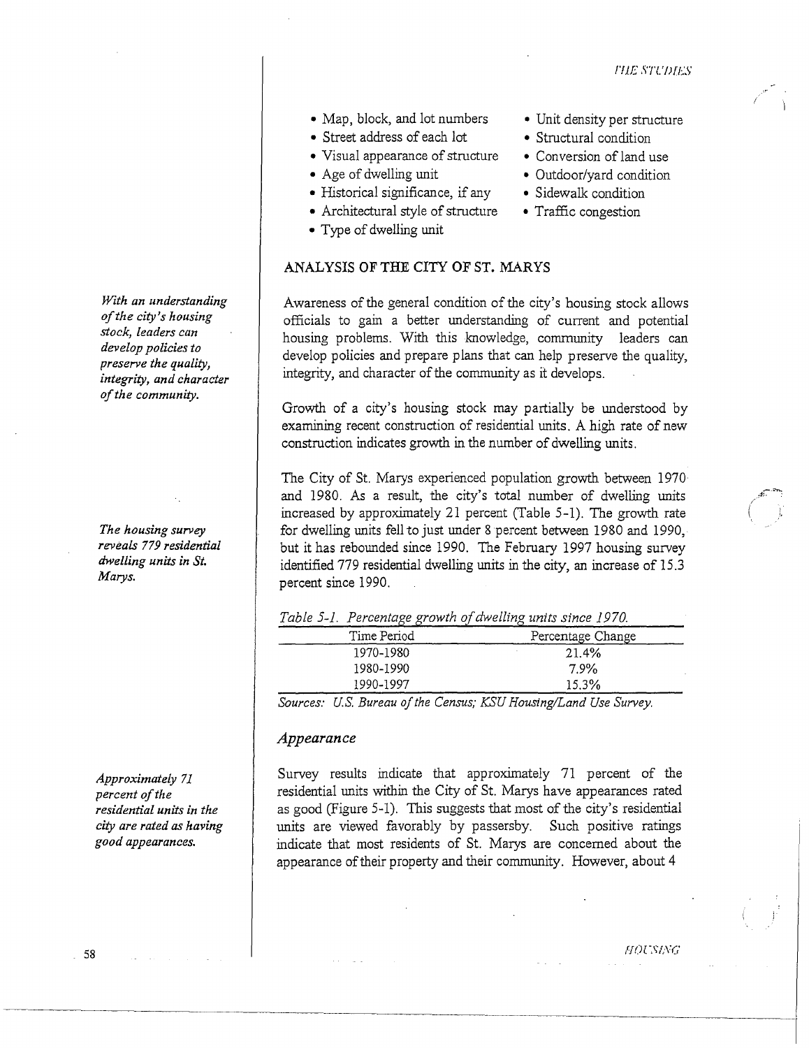- Map, block, and lot numbers
- Street address of each lot
- Visual appearance of structure
- Age of dwelling unit
- Historical significance, if any
- Architectural style of structure
- Type of dwelling unit
- Unit density per structure
- Structural condition
- Conversion of land use
- Outdoor/yard condition
- Sidewalk condition
- Traffic congestion

## ANALYSIS OF THE CITY OF ST. MARYS

*With an understanding of the city's housing stock, leaders can develop policies to preserve the quality, integrity, and character of the community.*

Awareness of the general condition of the city's housing stock allows officials to gain a better understanding of current and potential housing problems. With this knowledge, community leaders can develop policies and prepare plans that can help preserve the quality, integrity, and character of the community as it develops.

Growth of a city's housing stock may partially be understood by examining recent construction of residential units. A high rate of new construction indicates growth in the number of dwelling units.

*The housing survey reveals 779 residential dwelling units in St. Marys.*

The City of St. Marys experienced population growth between 1970 and 1980. As a result, the city's total number of dwelling units increased by approximately 21 percent (Table 5-1). The growth rate for dwelling units fell to just under 8 percent between 1980 and 1990, but it has rebounded since 1990. The February 1997 housing survey identified 779 residential dwelling units in the city, an increase of 15.3 percent since 1990.

*Table 5-1. Percentage growth of dwelling units since 1970.*

| Time Period | Percentage Change |
|---|---|
| 1970-1980 | 21.4% |
| 1980-1990 | 7.9% |
| 1990-1997 | 15.3% |

*Sources: U.S. Bureau of the Census; KSU Housing/Land Use Survey.*

### *Appearance*

*Approximately 71 percent of the residential units in the city are rated as having good appearances.*

Survey results indicate that approximately 71 percent of the residential units within the City of St. Marys have appearances rated as good (Figure 5-1). This suggests that most of the city's residential units are viewed favorably by passersby. Such positive ratings indicate that most residents of St. Marys are concerned about the appearance of their property and their community. However, about 4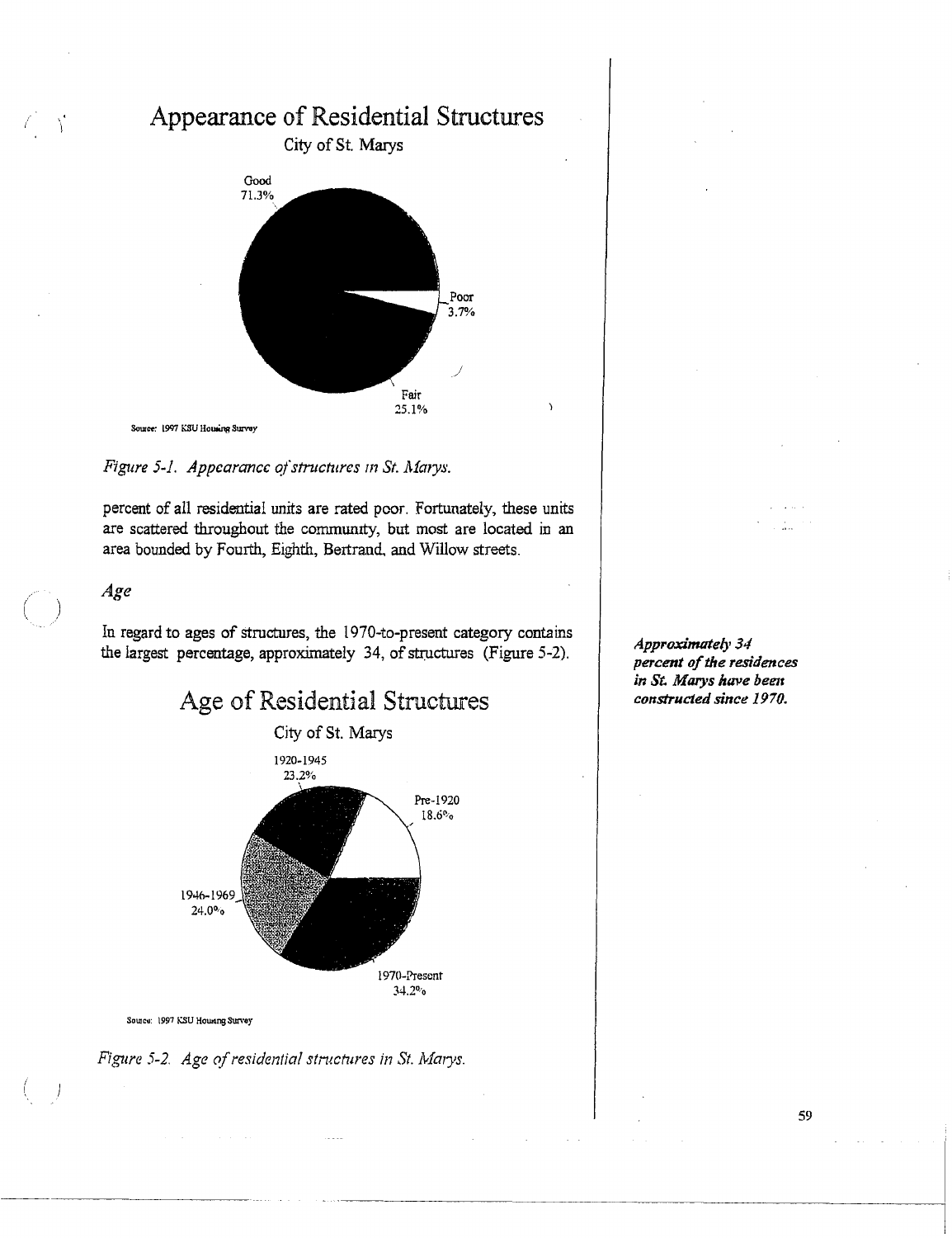## Appearance of Residential Structures

City of St. Marys

Good 71.3%

Poor 3.7%

Fair 25.1%

Source: 1997 KSU Housing Survey

*Figure 5-1. Appearance of structures in St. Marys.*

percent of all residential units are rated poor. Fortunately, these units are scattered throughout the community, but most are located in an area bounded by Fourth, Eighth, Bertrand, and Willow streets.

### *Age*

In regard to ages of structures, the 1970-to-present category contains the largest percentage, approximately 34, of structures (Figure 5-2).

***Approximately 34 percent of the residences in St. Marys have been constructed since 1970.***

## Age of Residential Structures

City of St. Marys

1920-1945 23.2%

Pre-1920 18.6%

1946-1969 24.0%

1970-Present 34.2%

Source: 1997 KSU Housing Survey

*Figure 5-2. Age of residential structures in St. Marys.*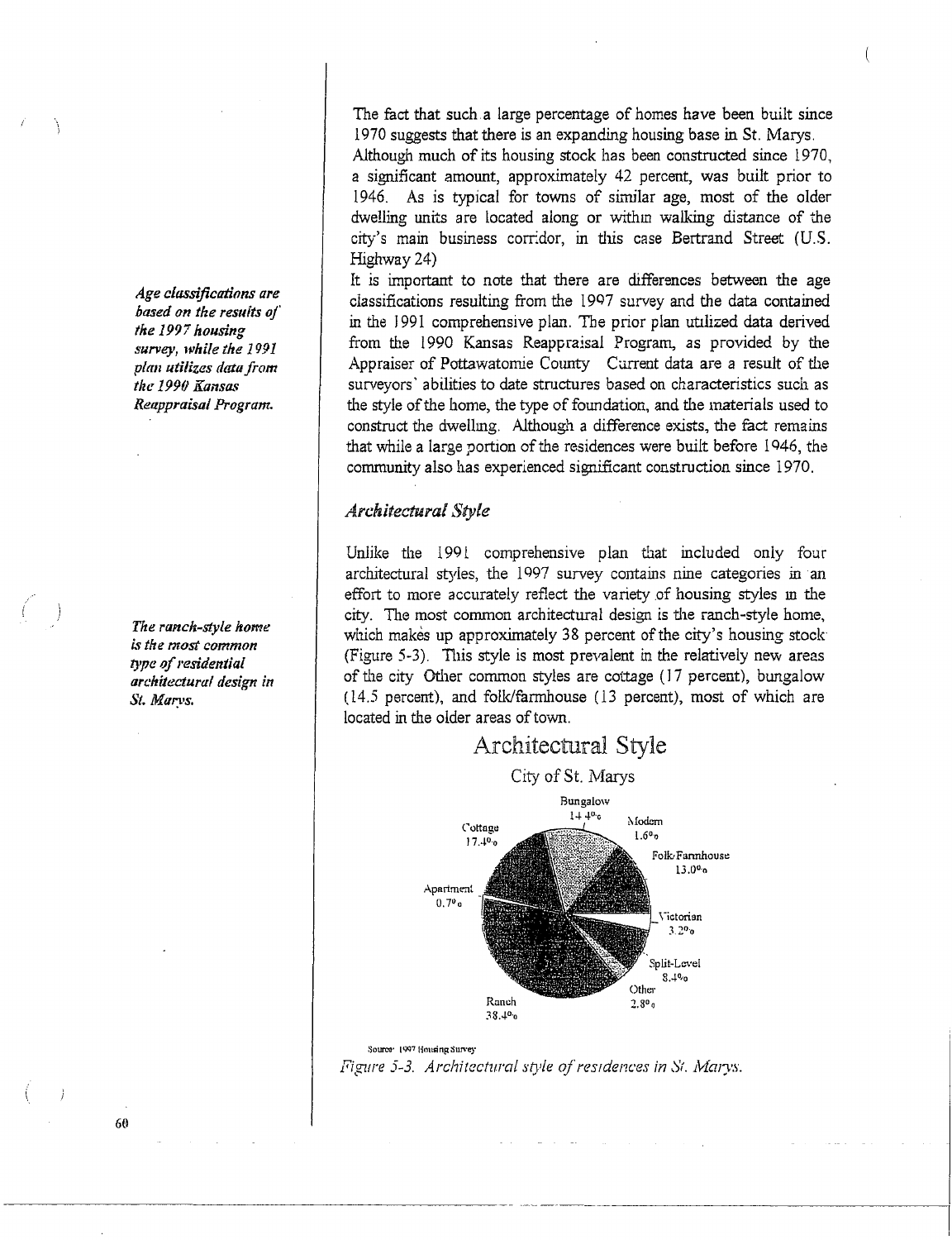The fact that such a large percentage of homes have been built since 1970 suggests that there is an expanding housing base in St. Marys.

Although much of its housing stock has been constructed since 1970, a significant amount, approximately 42 percent, was built prior to 1946. As is typical for towns of similar age, most of the older dwelling units are located along or within walking distance of the city's main business corridor, in this case Bertrand Street (U.S. Highway 24)

*Age classifications are based on the results of the 1997 housing survey, while the 1991 plan utilizes data from the 1990 Kansas Reappraisal Program.*

It is important to note that there are differences between the age classifications resulting from the 1997 survey and the data contained in the 1991 comprehensive plan. The prior plan utilized data derived from the 1990 Kansas Reappraisal Program, as provided by the Appraiser of Pottawatomie County Current data are a result of the surveyors' abilities to date structures based on characteristics such as the style of the home, the type of foundation, and the materials used to construct the dwelling. Although a difference exists, the fact remains that while a large portion of the residences were built before 1946, the community also has experienced significant construction since 1970.

### *Architectural Style*

*The ranch-style home is the most common type of residential architectural design in St. Marys.*

Unlike the 1991 comprehensive plan that included only four architectural styles, the 1997 survey contains nine categories in an effort to more accurately reflect the variety of housing styles in the city. The most common architectural design is the ranch-style home, which makes up approximately 38 percent of the city's housing stock (Figure 5-3). This style is most prevalent in the relatively new areas of the city Other common styles are cottage (17 percent), bungalow (14.5 percent), and folk/farmhouse (13 percent), most of which are located in the older areas of town.

Architectural Style

City of St. Marys

| Style | Percent |
|---|---|
| Bungalow | 14.4% |
| Modern | 1.6% |
| Folk/Farmhouse | 13.0% |
| Victorian | 3.2% |
| Split-Level | 8.4% |
| Other | 2.8% |
| Ranch | 38.4% |
| Apartment | 0.7% |
| Cottage | 17.4% |

Source: 1997 Housing Survey

*Figure 5-3. Architectural style of residences in St. Marys.*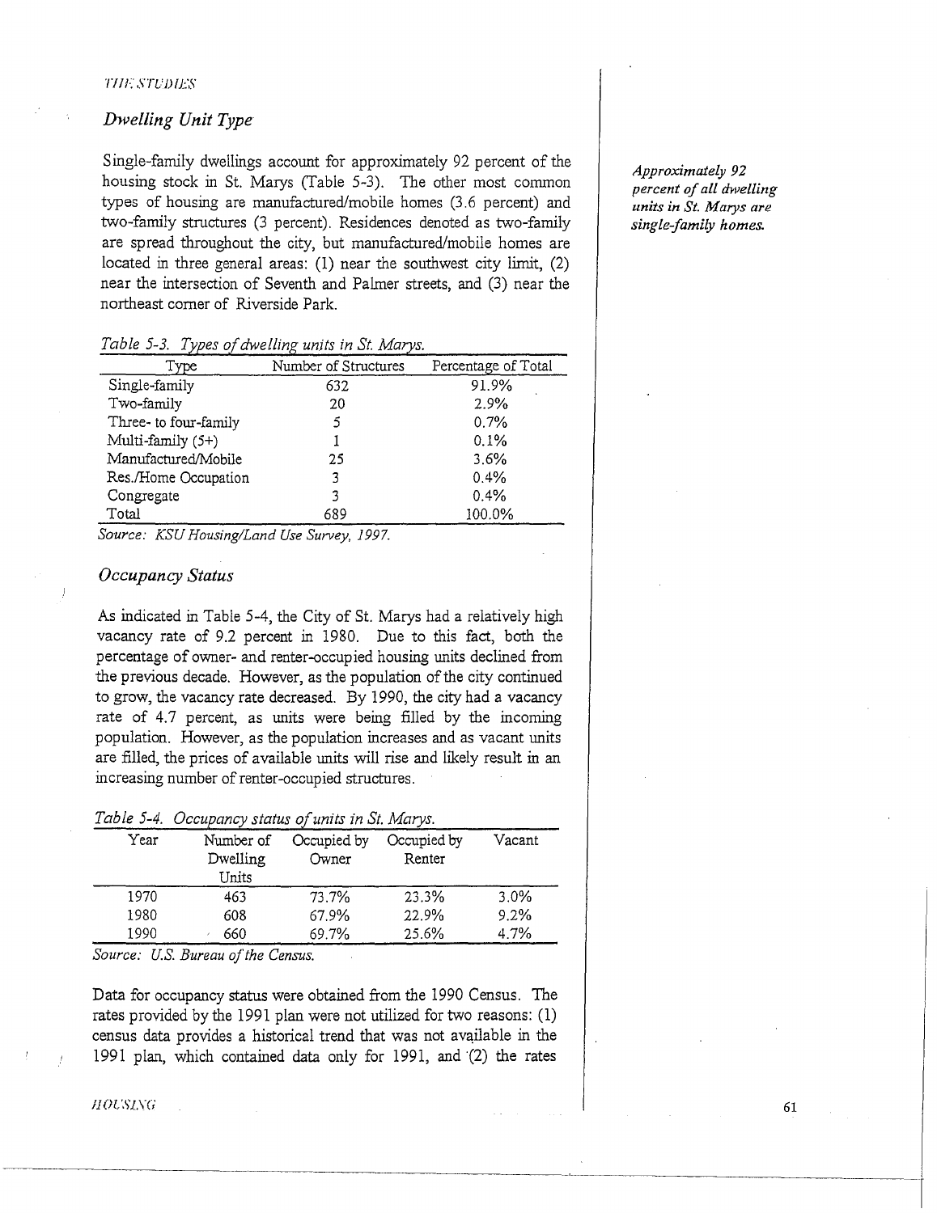## Dwelling Unit Type

Single-family dwellings account for approximately 92 percent of the housing stock in St. Marys (Table 5-3). The other most common types of housing are manufactured/mobile homes (3.6 percent) and two-family structures (3 percent). Residences denoted as two-family are spread throughout the city, but manufactured/mobile homes are located in three general areas: (1) near the southwest city limit, (2) near the intersection of Seventh and Palmer streets, and (3) near the northeast corner of Riverside Park.

***Approximately 92 percent of all dwelling units in St. Marys are single-family homes.***

*Table 5-3. Types of dwelling units in St. Marys.*

| Type | Number of Structures | Percentage of Total |
|---|---|---|
| Single-family | 632 | 91.9% |
| Two-family | 20 | 2.9% |
| Three- to four-family | 5 | 0.7% |
| Multi-family (5+) | 1 | 0.1% |
| Manufactured/Mobile | 25 | 3.6% |
| Res./Home Occupation | 3 | 0.4% |
| Congregate | 3 | 0.4% |
| Total | 689 | 100.0% |

*Source: KSU Housing/Land Use Survey, 1997.*

## Occupancy Status

As indicated in Table 5-4, the City of St. Marys had a relatively high vacancy rate of 9.2 percent in 1980. Due to this fact, both the percentage of owner- and renter-occupied housing units declined from the previous decade. However, as the population of the city continued to grow, the vacancy rate decreased. By 1990, the city had a vacancy rate of 4.7 percent, as units were being filled by the incoming population. However, as the population increases and as vacant units are filled, the prices of available units will rise and likely result in an increasing number of renter-occupied structures.

*Table 5-4. Occupancy status of units in St. Marys.*

| Year | Number of Dwelling Units | Occupied by Owner | Occupied by Renter | Vacant |
|---|---|---|---|---|
| 1970 | 463 | 73.7% | 23.3% | 3.0% |
| 1980 | 608 | 67.9% | 22.9% | 9.2% |
| 1990 | 660 | 69.7% | 25.6% | 4.7% |

*Source: U.S. Bureau of the Census.*

Data for occupancy status were obtained from the 1990 Census. The rates provided by the 1991 plan were not utilized for two reasons: (1) census data provides a historical trend that was not available in the 1991 plan, which contained data only for 1991, and (2) the rates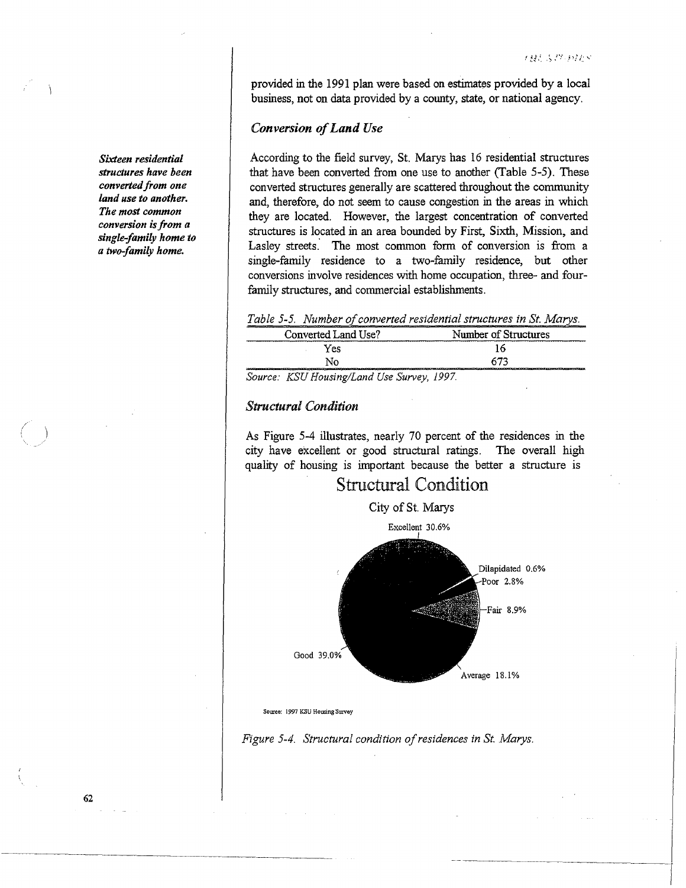provided in the 1991 plan were based on estimates provided by a local business, not on data provided by a county, state, or national agency.

### *Conversion of Land Use*

***Sixteen residential structures have been converted from one land use to another. The most common conversion is from a single-family home to a two-family home.***

According to the field survey, St. Marys has 16 residential structures that have been converted from one use to another (Table 5-5). These converted structures generally are scattered throughout the community and, therefore, do not seem to cause congestion in the areas in which they are located. However, the largest concentration of converted structures is located in an area bounded by First, Sixth, Mission, and Lasley streets. The most common form of conversion is from a single-family residence to a two-family residence, but other conversions involve residences with home occupation, three- and four-family structures, and commercial establishments.

*Table 5-5. Number of converted residential structures in St. Marys.*

| Converted Land Use? | Number of Structures |
|---|---|
| Yes | 16 |
| No | 673 |

*Source: KSU Housing/Land Use Survey, 1997.*

### *Structural Condition*

As Figure 5-4 illustrates, nearly 70 percent of the residences in the city have excellent or good structural ratings. The overall high quality of housing is important because the better a structure is

Structural Condition

City of St. Marys

Excellent 30.6%
Dilapidated 0.6%
Poor 2.8%
Fair 8.9%
Average 18.1%
Good 39.0%

Source: 1997 KSU Housing Survey

*Figure 5-4. Structural condition of residences in St. Marys.*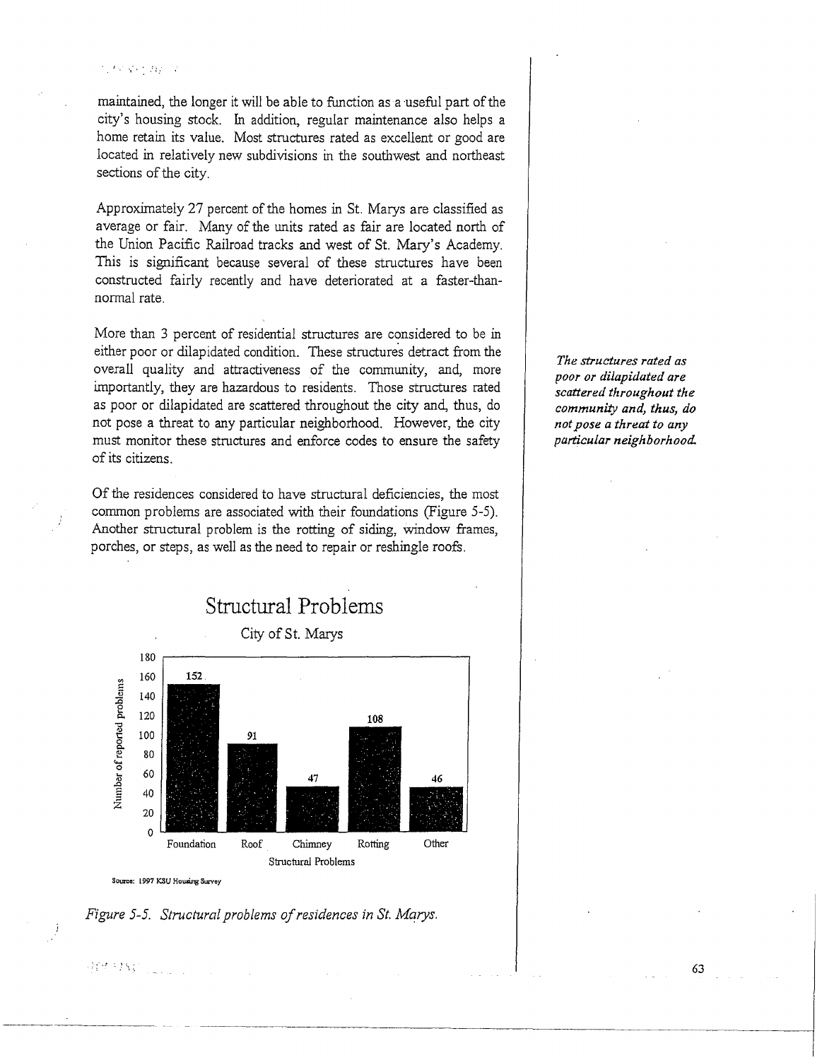maintained, the longer it will be able to function as a useful part of the city's housing stock. In addition, regular maintenance also helps a home retain its value. Most structures rated as excellent or good are located in relatively new subdivisions in the southwest and northeast sections of the city.

Approximately 27 percent of the homes in St. Marys are classified as average or fair. Many of the units rated as fair are located north of the Union Pacific Railroad tracks and west of St. Mary's Academy. This is significant because several of these structures have been constructed fairly recently and have deteriorated at a faster-than-normal rate.

More than 3 percent of residential structures are considered to be in either poor or dilapidated condition. These structures detract from the overall quality and attractiveness of the community, and, more importantly, they are hazardous to residents. Those structures rated as poor or dilapidated are scattered throughout the city and, thus, do not pose a threat to any particular neighborhood. However, the city must monitor these structures and enforce codes to ensure the safety of its citizens.

*The structures rated as poor or dilapidated are scattered throughout the community and, thus, do not pose a threat to any particular neighborhood.*

Of the residences considered to have structural deficiencies, the most common problems are associated with their foundations (Figure 5-5). Another structural problem is the rotting of siding, window frames, porches, or steps, as well as the need to repair or reshingle roofs.

**Structural Problems**

City of St. Marys

| Structural Problems | Number of reported problems |
|---|---|
| Foundation | 152 |
| Roof | 91 |
| Chimney | 47 |
| Rotting | 108 |
| Other | 46 |

Source: 1997 KSU Housing Survey

*Figure 5-5. Structural problems of residences in St. Marys.*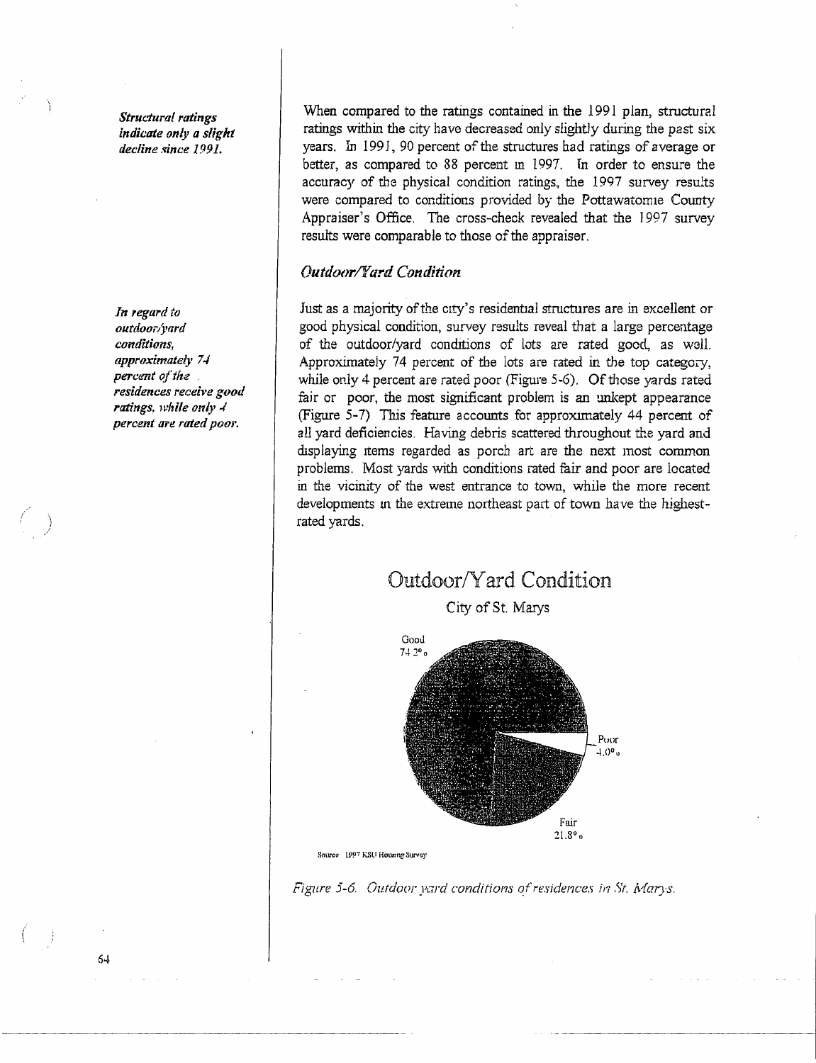*Structural ratings indicate only a slight decline since 1991.*

When compared to the ratings contained in the 1991 plan, structural ratings within the city have decreased only slightly during the past six years. In 1991, 90 percent of the structures had ratings of average or better, as compared to 88 percent in 1997. In order to ensure the accuracy of the physical condition ratings, the 1997 survey results were compared to conditions provided by the Pottawatomie County Appraiser's Office. The cross-check revealed that the 1997 survey results were comparable to those of the appraiser.

### *Outdoor/Yard Condition*

*In regard to outdoor/yard conditions, approximately 74 percent of the residences receive good ratings, while only 4 percent are rated poor.*

Just as a majority of the city's residential structures are in excellent or good physical condition, survey results reveal that a large percentage of the outdoor/yard conditions of lots are rated good, as well. Approximately 74 percent of the lots are rated in the top category, while only 4 percent are rated poor (Figure 5-6). Of those yards rated fair or poor, the most significant problem is an unkept appearance (Figure 5-7) This feature accounts for approximately 44 percent of all yard deficiencies. Having debris scattered throughout the yard and displaying items regarded as porch art are the next most common problems. Most yards with conditions rated fair and poor are located in the vicinity of the west entrance to town, while the more recent developments in the extreme northeast part of town have the highest-rated yards.

Outdoor/Yard Condition

City of St. Marys

Good 74.2%

Poor 4.0%

Fair 21.8%

Source: 1997 KSU Housing Survey

*Figure 5-6. Outdoor yard conditions of residences in St. Marys.*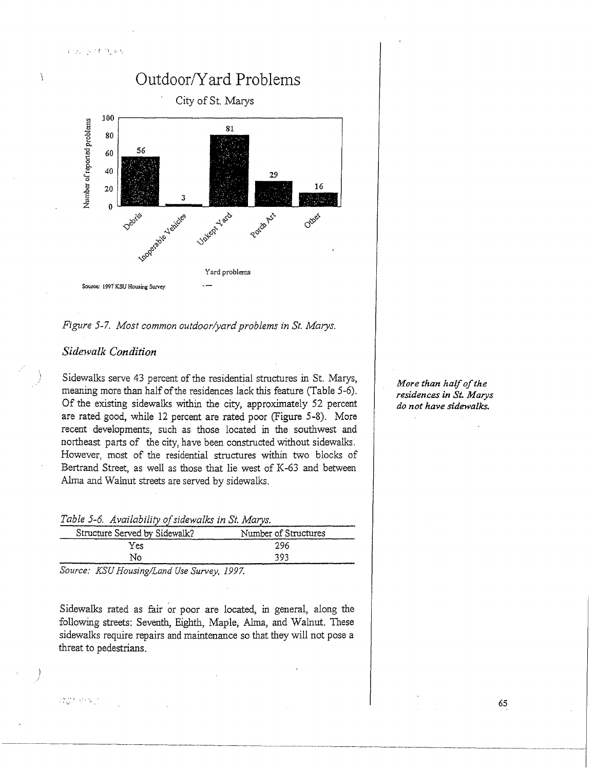## Outdoor/Yard Problems

City of St. Marys

| Yard problems | Number of reported problems |
|---|---|
| Debris | 56 |
| Inoperable Vehicles | 3 |
| Unkept Yard | 81 |
| Porch Art | 29 |
| Other | 16 |

Source: 1997 KSU Housing Survey

*Figure 5-7. Most common outdoor/yard problems in St. Marys.*

### *Sidewalk Condition*

Sidewalks serve 43 percent of the residential structures in St. Marys, meaning more than half of the residences lack this feature (Table 5-6). Of the existing sidewalks within the city, approximately 52 percent are rated good, while 12 percent are rated poor (Figure 5-8). More recent developments, such as those located in the southwest and northeast parts of the city, have been constructed without sidewalks. However, most of the residential structures within two blocks of Bertrand Street, as well as those that lie west of K-63 and between Alma and Walnut streets are served by sidewalks.

***More than half of the residences in St. Marys do not have sidewalks.***

*Table 5-6. Availability of sidewalks in St. Marys.*

| Structure Served by Sidewalk? | Number of Structures |
|---|---|
| Yes | 296 |
| No | 393 |

*Source: KSU Housing/Land Use Survey, 1997.*

Sidewalks rated as fair or poor are located, in general, along the following streets: Seventh, Eighth, Maple, Alma, and Walnut. These sidewalks require repairs and maintenance so that they will not pose a threat to pedestrians.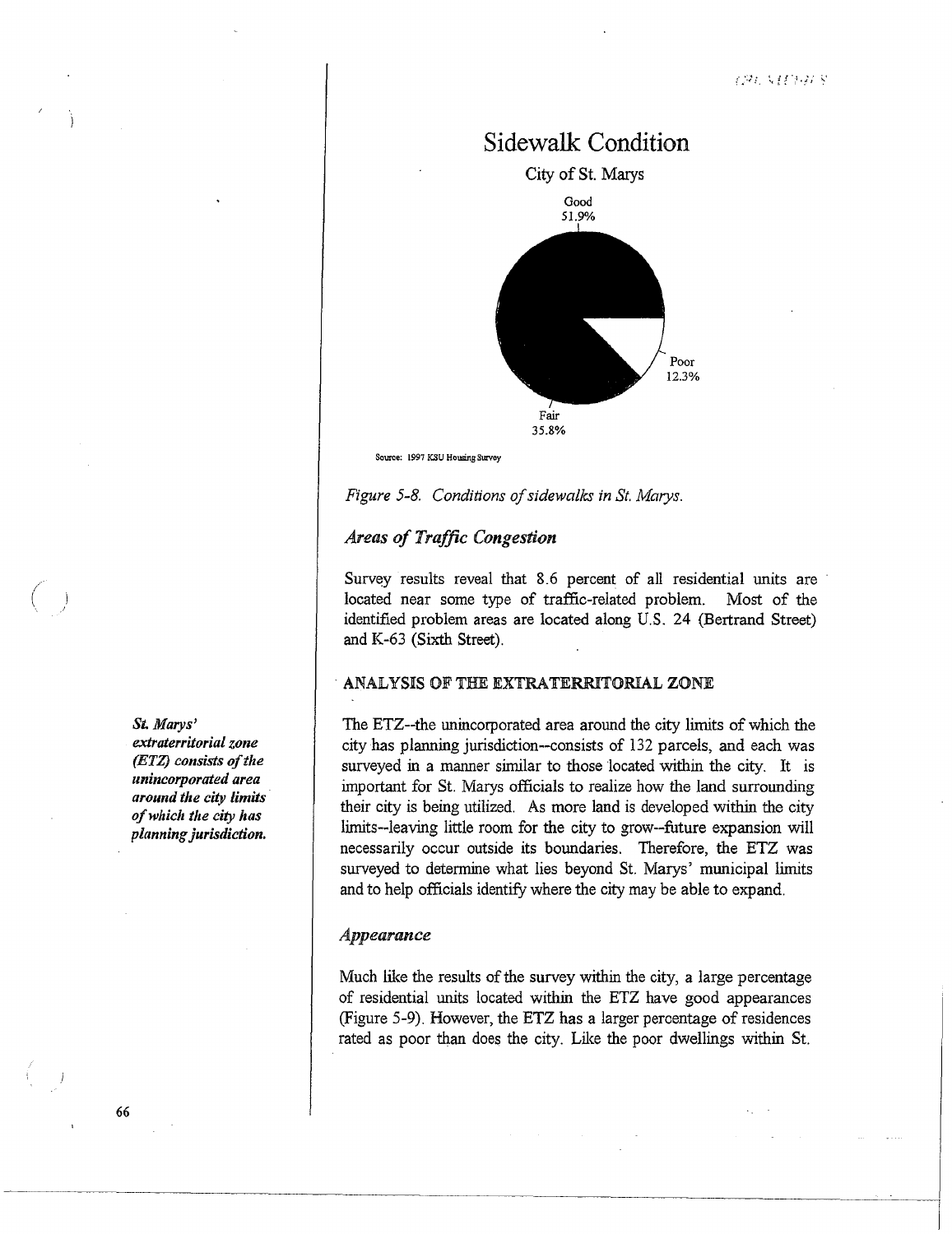## Sidewalk Condition

City of St. Marys

Good 51.9%

Poor 12.3%

Fair 35.8%

Source: 1997 KSU Housing Survey

*Figure 5-8. Conditions of sidewalks in St. Marys.*

### *Areas of Traffic Congestion*

Survey results reveal that 8.6 percent of all residential units are located near some type of traffic-related problem. Most of the identified problem areas are located along U.S. 24 (Bertrand Street) and K-63 (Sixth Street).

## ANALYSIS OF THE EXTRATERRITORIAL ZONE

***St. Marys' extraterritorial zone (ETZ) consists of the unincorporated area around the city limits of which the city has planning jurisdiction.***

The ETZ--the unincorporated area around the city limits of which the city has planning jurisdiction--consists of 132 parcels, and each was surveyed in a manner similar to those located within the city. It is important for St. Marys officials to realize how the land surrounding their city is being utilized. As more land is developed within the city limits--leaving little room for the city to grow--future expansion will necessarily occur outside its boundaries. Therefore, the ETZ was surveyed to determine what lies beyond St. Marys' municipal limits and to help officials identify where the city may be able to expand.

### *Appearance*

Much like the results of the survey within the city, a large percentage of residential units located within the ETZ have good appearances (Figure 5-9). However, the ETZ has a larger percentage of residences rated as poor than does the city. Like the poor dwellings within St.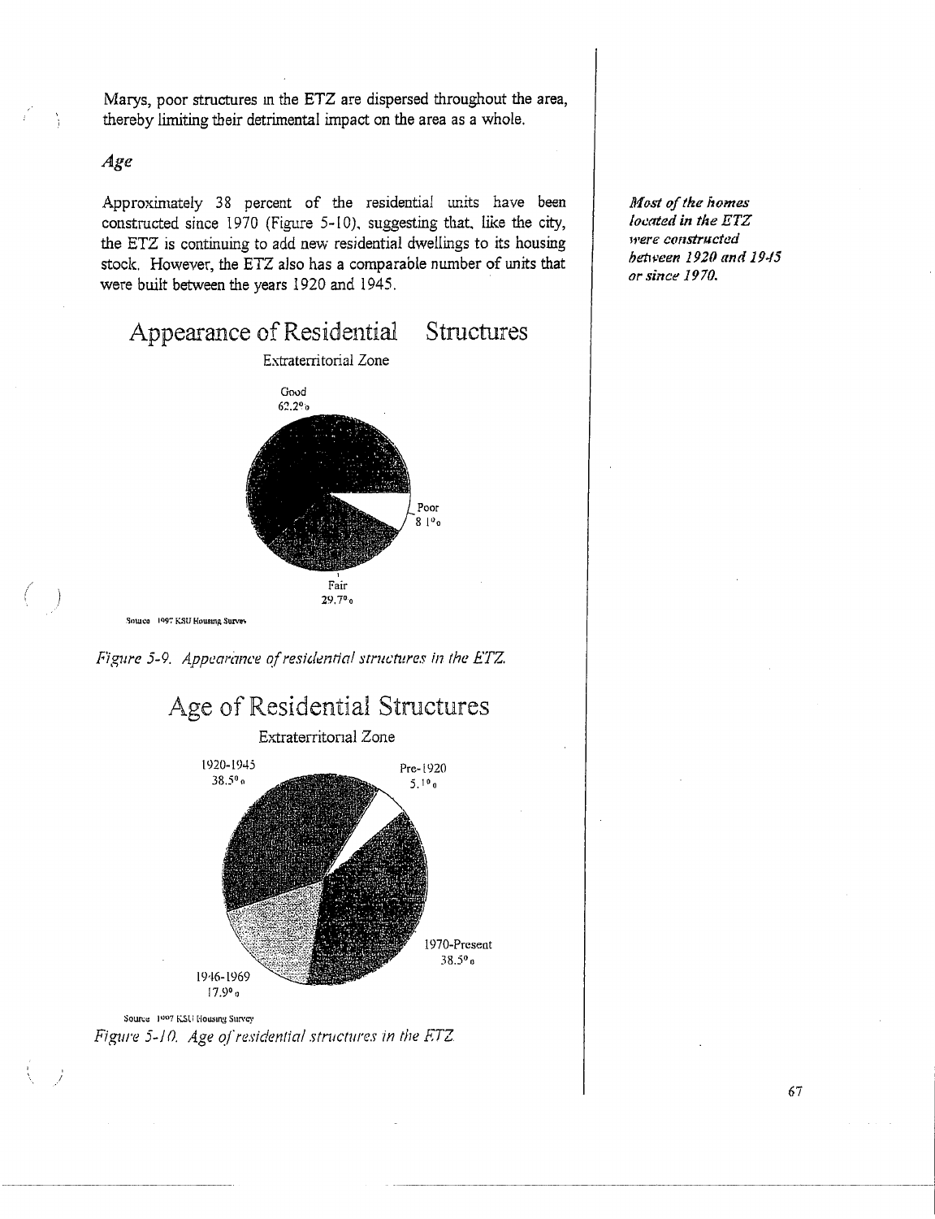Marys, poor structures in the ETZ are dispersed throughout the area, thereby limiting their detrimental impact on the area as a whole.

### *Age*

Approximately 38 percent of the residential units have been constructed since 1970 (Figure 5-10), suggesting that, like the city, the ETZ is continuing to add new residential dwellings to its housing stock. However, the ETZ also has a comparable number of units that were built between the years 1920 and 1945.

***Most of the homes located in the ETZ were constructed between 1920 and 1945 or since 1970.***

Appearance of Residential Structures

Extraterritorial Zone

Good 62.2%

Poor 8.1%

Fair 29.7%

Source: 1997 KSU Housing Survey

*Figure 5-9. Appearance of residential structures in the ETZ.*

Age of Residential Structures

Extraterritorial Zone

1920-1945 38.5%

Pre-1920 5.1%

1970-Present 38.5%

1946-1969 17.9%

Source: 1997 KSU Housing Survey

*Figure 5-10. Age of residential structures in the ETZ.*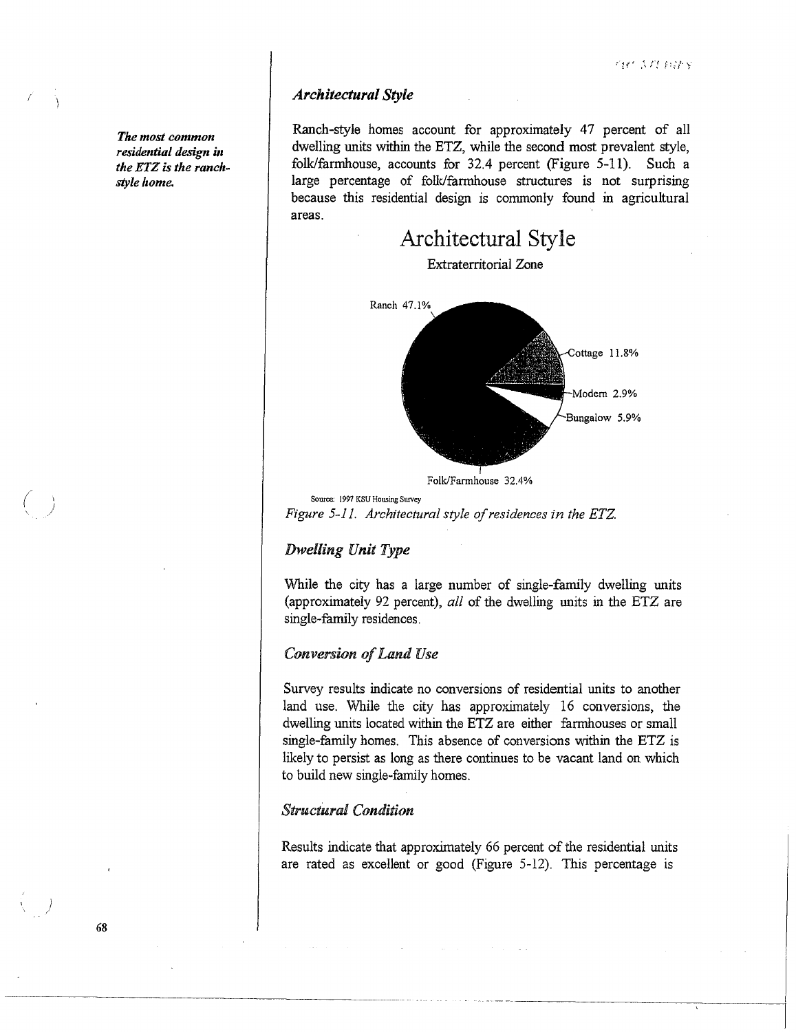*The most common residential design in the ETZ is the ranch-style home.*

### *Architectural Style*

Ranch-style homes account for approximately 47 percent of all dwelling units within the ETZ, while the second most prevalent style, folk/farmhouse, accounts for 32.4 percent (Figure 5-11). Such a large percentage of folk/farmhouse structures is not surprising because this residential design is commonly found in agricultural areas.

Architectural Style

Extraterritorial Zone

Ranch 47.1%

Cottage 11.8%

Modern 2.9%

Bungalow 5.9%

Folk/Farmhouse 32.4%

Source: 1997 KSU Housing Survey

*Figure 5-11. Architectural style of residences in the ETZ.*

### *Dwelling Unit Type*

While the city has a large number of single-family dwelling units (approximately 92 percent), *all* of the dwelling units in the ETZ are single-family residences.

### *Conversion of Land Use*

Survey results indicate no conversions of residential units to another land use. While the city has approximately 16 conversions, the dwelling units located within the ETZ are either farmhouses or small single-family homes. This absence of conversions within the ETZ is likely to persist as long as there continues to be vacant land on which to build new single-family homes.

### *Structural Condition*

Results indicate that approximately 66 percent of the residential units are rated as excellent or good (Figure 5-12). This percentage is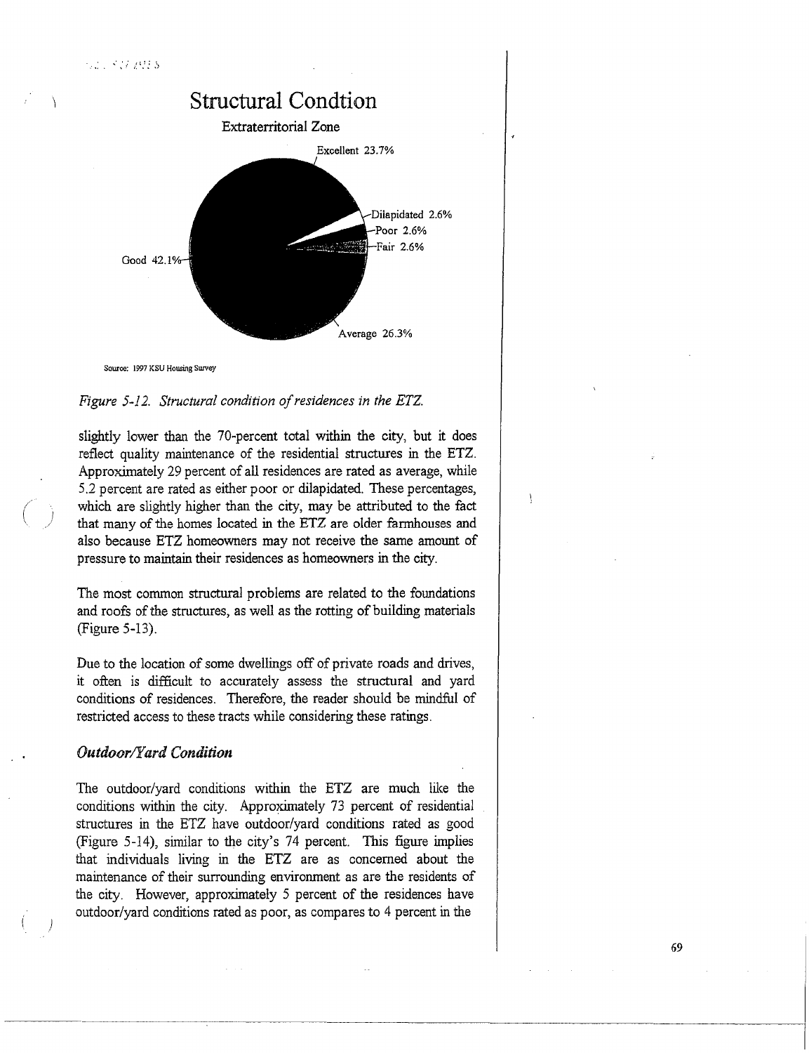## Structural Condtion

Extraterritorial Zone

Excellent 23.7%
Dilapidated 2.6%
Poor 2.6%
Fair 2.6%
Good 42.1%
Average 26.3%

Source: 1997 KSU Housing Survey

*Figure 5-12. Structural condition of residences in the ETZ.*

slightly lower than the 70-percent total within the city, but it does reflect quality maintenance of the residential structures in the ETZ. Approximately 29 percent of all residences are rated as average, while 5.2 percent are rated as either poor or dilapidated. These percentages, which are slightly higher than the city, may be attributed to the fact that many of the homes located in the ETZ are older farmhouses and also because ETZ homeowners may not receive the same amount of pressure to maintain their residences as homeowners in the city.

The most common structural problems are related to the foundations and roofs of the structures, as well as the rotting of building materials (Figure 5-13).

Due to the location of some dwellings off of private roads and drives, it often is difficult to accurately assess the structural and yard conditions of residences. Therefore, the reader should be mindful of restricted access to these tracts while considering these ratings.

### *Outdoor/Yard Condition*

The outdoor/yard conditions within the ETZ are much like the conditions within the city. Approximately 73 percent of residential structures in the ETZ have outdoor/yard conditions rated as good (Figure 5-14), similar to the city's 74 percent. This figure implies that individuals living in the ETZ are as concerned about the maintenance of their surrounding environment as are the residents of the city. However, approximately 5 percent of the residences have outdoor/yard conditions rated as poor, as compares to 4 percent in the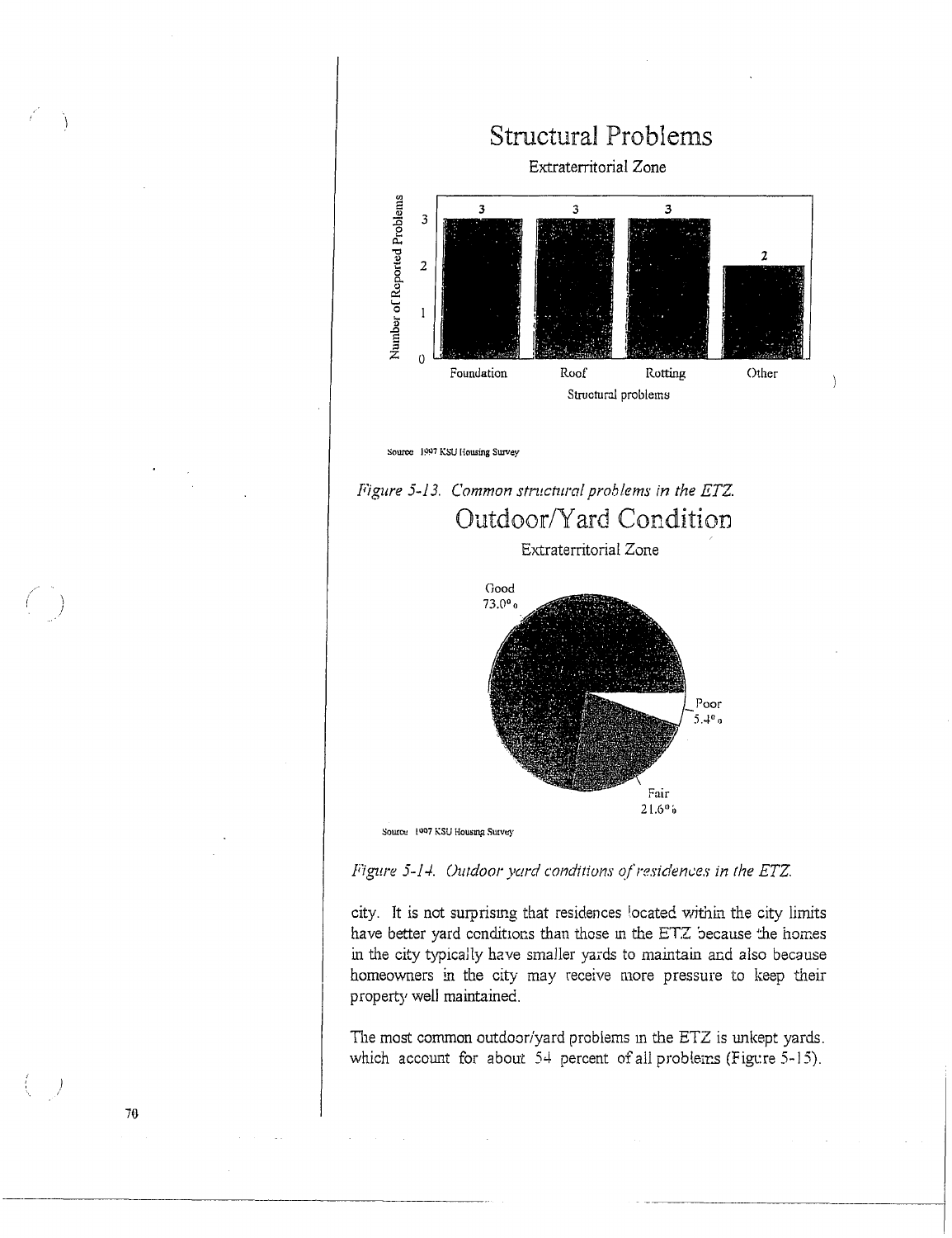Structural Problems

Extraterritorial Zone

| Structural problems | Number of Reported Problems |
|---|---|
| Foundation | 3 |
| Roof | 3 |
| Rotting | 3 |
| Other | 2 |

Source: 1997 KSU Housing Survey

*Figure 5-13. Common structural problems in the ETZ.*

Outdoor/Yard Condition

Extraterritorial Zone

| Condition | Percent |
|---|---|
| Good | 73.0% |
| Fair | 21.6% |
| Poor | 5.4% |

Source: 1997 KSU Housing Survey

*Figure 5-14. Outdoor yard conditions of residences in the ETZ.*

city. It is not surprising that residences located within the city limits have better yard conditions than those in the ETZ because the homes in the city typically have smaller yards to maintain and also because homeowners in the city may receive more pressure to keep their property well maintained.

The most common outdoor/yard problems in the ETZ is unkept yards. which account for about 54 percent of all problems (Figure 5-15).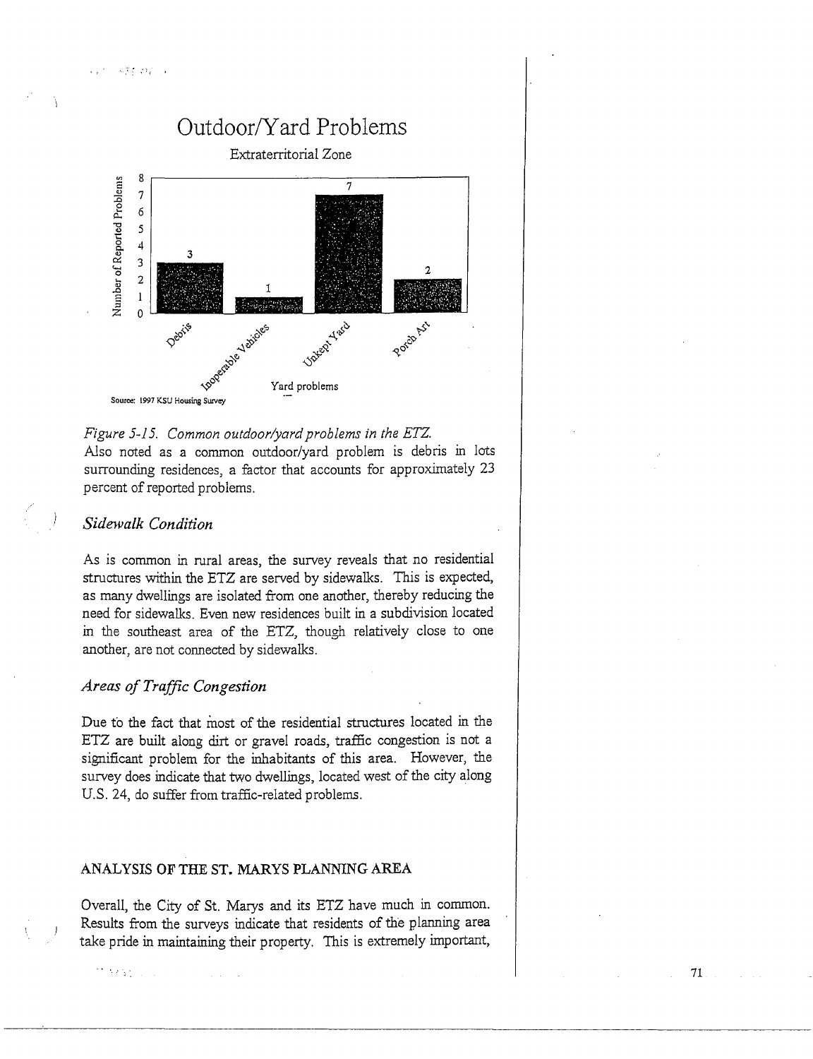## Outdoor/Yard Problems

Extraterritorial Zone

| Yard problems | Number of Reported Problems |
|---|---|
| Debris | 3 |
| Inoperable Vehicles | 1 |
| Unkept Yard | 7 |
| Porch Art | 2 |

Source: 1997 KSU Housing Survey

*Figure 5-15. Common outdoor/yard problems in the ETZ.*

Also noted as a common outdoor/yard problem is debris in lots surrounding residences, a factor that accounts for approximately 23 percent of reported problems.

### *Sidewalk Condition*

As is common in rural areas, the survey reveals that no residential structures within the ETZ are served by sidewalks. This is expected, as many dwellings are isolated from one another, thereby reducing the need for sidewalks. Even new residences built in a subdivision located in the southeast area of the ETZ, though relatively close to one another, are not connected by sidewalks.

### *Areas of Traffic Congestion*

Due to the fact that most of the residential structures located in the ETZ are built along dirt or gravel roads, traffic congestion is not a significant problem for the inhabitants of this area. However, the survey does indicate that two dwellings, located west of the city along U.S. 24, do suffer from traffic-related problems.

## ANALYSIS OF THE ST. MARYS PLANNING AREA

Overall, the City of St. Marys and its ETZ have much in common. Results from the surveys indicate that residents of the planning area take pride in maintaining their property. This is extremely important,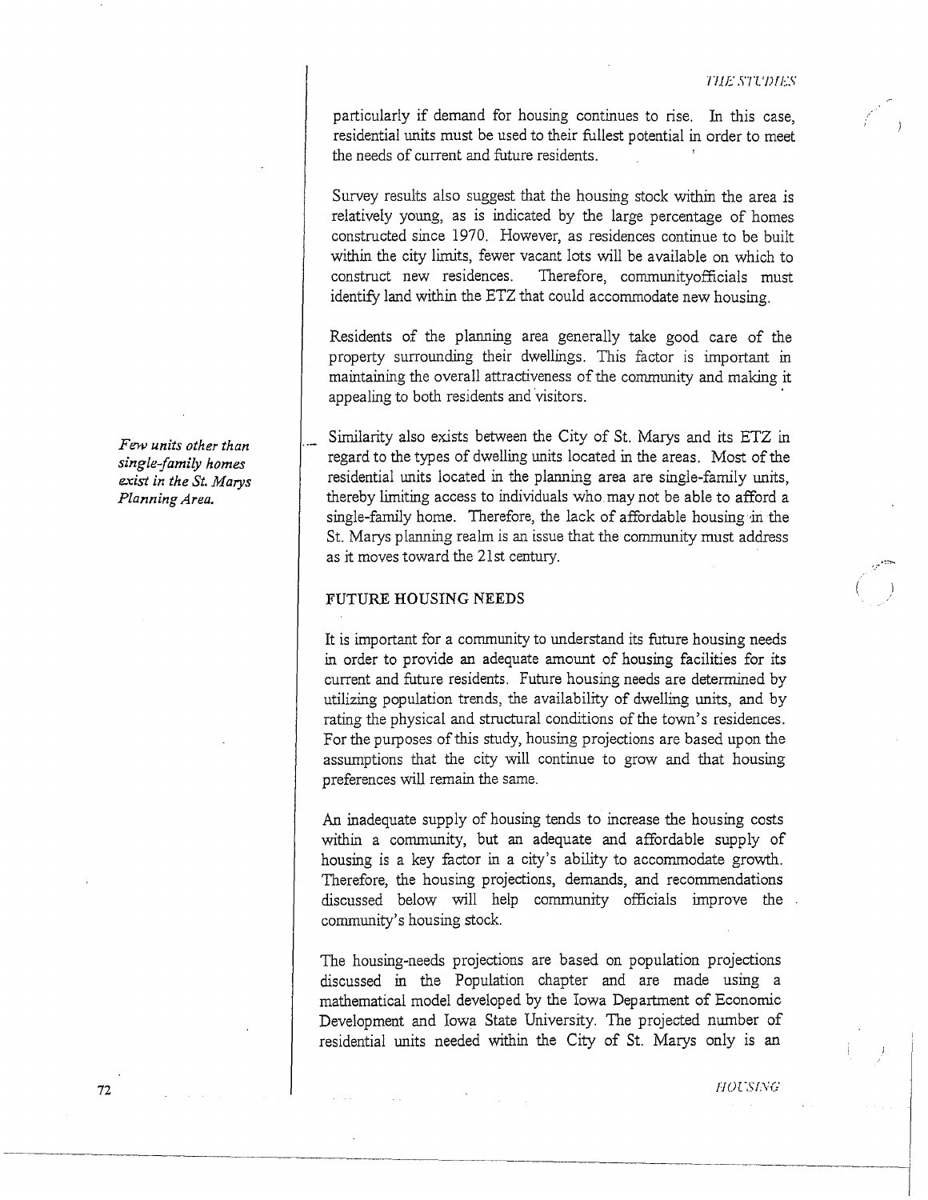particularly if demand for housing continues to rise. In this case, residential units must be used to their fullest potential in order to meet the needs of current and future residents.

Survey results also suggest that the housing stock within the area is relatively young, as is indicated by the large percentage of homes constructed since 1970. However, as residences continue to be built within the city limits, fewer vacant lots will be available on which to construct new residences. Therefore, communityofficials must identify land within the ETZ that could accommodate new housing.

Residents of the planning area generally take good care of the property surrounding their dwellings. This factor is important in maintaining the overall attractiveness of the community and making it appealing to both residents and visitors.

*Few units other than single-family homes exist in the St. Marys Planning Area.*

Similarity also exists between the City of St. Marys and its ETZ in regard to the types of dwelling units located in the areas. Most of the residential units located in the planning area are single-family units, thereby limiting access to individuals who may not be able to afford a single-family home. Therefore, the lack of affordable housing in the St. Marys planning realm is an issue that the community must address as it moves toward the 21st century.

## FUTURE HOUSING NEEDS

It is important for a community to understand its future housing needs in order to provide an adequate amount of housing facilities for its current and future residents. Future housing needs are determined by utilizing population trends, the availability of dwelling units, and by rating the physical and structural conditions of the town's residences. For the purposes of this study, housing projections are based upon the assumptions that the city will continue to grow and that housing preferences will remain the same.

An inadequate supply of housing tends to increase the housing costs within a community, but an adequate and affordable supply of housing is a key factor in a city's ability to accommodate growth. Therefore, the housing projections, demands, and recommendations discussed below will help community officials improve the community's housing stock.

The housing-needs projections are based on population projections discussed in the Population chapter and are made using a mathematical model developed by the Iowa Department of Economic Development and Iowa State University. The projected number of residential units needed within the City of St. Marys only is an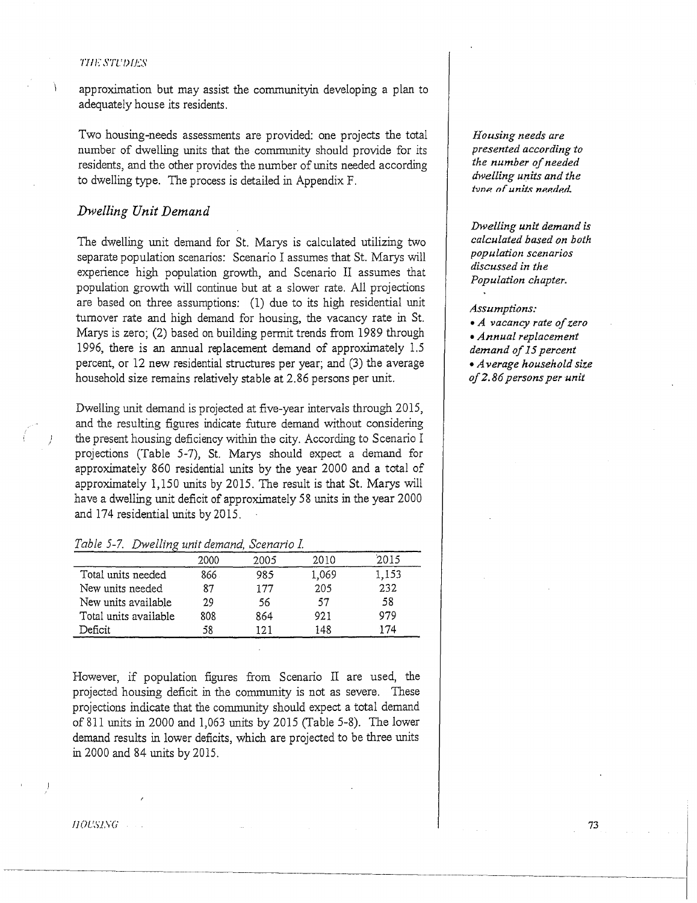approximation but may assist the communityin developing a plan to adequately house its residents.

Two housing-needs assessments are provided: one projects the total number of dwelling units that the community should provide for its residents, and the other provides the number of units needed according to dwelling type. The process is detailed in Appendix F.

*Housing needs are presented according to the number of needed dwelling units and the type of units needed.*

## *Dwelling Unit Demand*

The dwelling unit demand for St. Marys is calculated utilizing two separate population scenarios: Scenario I assumes that St. Marys will experience high population growth, and Scenario II assumes that population growth will continue but at a slower rate. All projections are based on three assumptions: (1) due to its high residential unit turnover rate and high demand for housing, the vacancy rate in St. Marys is zero; (2) based on building permit trends from 1989 through 1996, there is an annual replacement demand of approximately 1.5 percent, or 12 new residential structures per year; and (3) the average household size remains relatively stable at 2.86 persons per unit.

*Dwelling unit demand is calculated based on both population scenarios discussed in the Population chapter.*

*Assumptions:*

- *A vacancy rate of zero*
- *Annual replacement demand of 15 percent*
- *Average household size of 2.86 persons per unit*

Dwelling unit demand is projected at five-year intervals through 2015, and the resulting figures indicate future demand without considering the present housing deficiency within the city. According to Scenario I projections (Table 5-7), St. Marys should expect a demand for approximately 860 residential units by the year 2000 and a total of approximately 1,150 units by 2015. The result is that St. Marys will have a dwelling unit deficit of approximately 58 units in the year 2000 and 174 residential units by 2015.

*Table 5-7. Dwelling unit demand, Scenario I.*

| | 2000 | 2005 | 2010 | 2015 |
|---|---|---|---|---|
| Total units needed | 866 | 985 | 1,069 | 1,153 |
| New units needed | 87 | 177 | 205 | 232 |
| New units available | 29 | 56 | 57 | 58 |
| Total units available | 808 | 864 | 921 | 979 |
| Deficit | 58 | 121 | 148 | 174 |

However, if population figures from Scenario II are used, the projected housing deficit in the community is not as severe. These projections indicate that the community should expect a total demand of 811 units in 2000 and 1,063 units by 2015 (Table 5-8). The lower demand results in lower deficits, which are projected to be three units in 2000 and 84 units by 2015.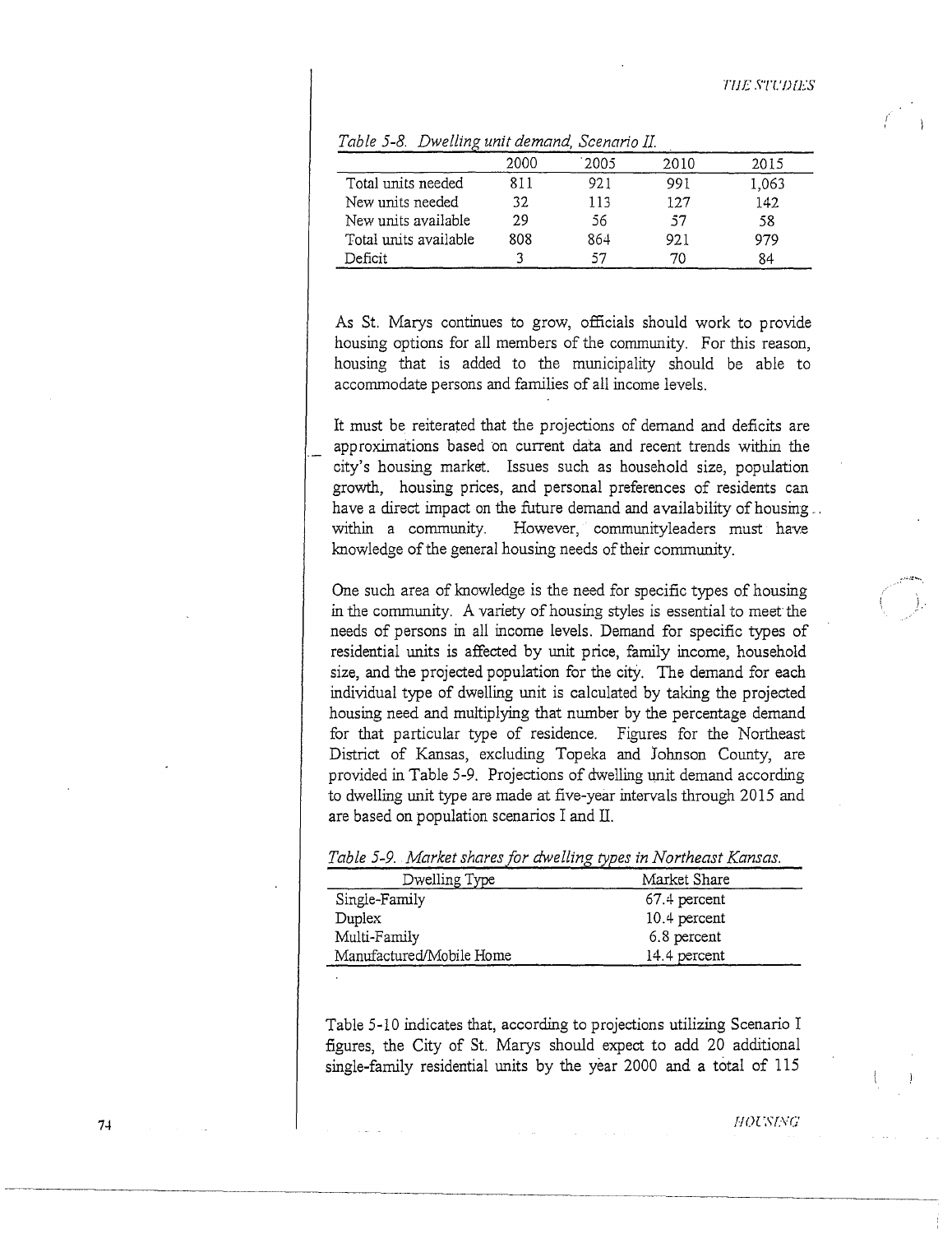*Table 5-8. Dwelling unit demand, Scenario II.*

| | 2000 | 2005 | 2010 | 2015 |
|---|---|---|---|---|
| Total units needed | 811 | 921 | 991 | 1,063 |
| New units needed | 32 | 113 | 127 | 142 |
| New units available | 29 | 56 | 57 | 58 |
| Total units available | 808 | 864 | 921 | 979 |
| Deficit | 3 | 57 | 70 | 84 |

As St. Marys continues to grow, officials should work to provide housing options for all members of the community. For this reason, housing that is added to the municipality should be able to accommodate persons and families of all income levels.

It must be reiterated that the projections of demand and deficits are approximations based on current data and recent trends within the city's housing market. Issues such as household size, population growth, housing prices, and personal preferences of residents can have a direct impact on the future demand and availability of housing within a community. However, communityleaders must have knowledge of the general housing needs of their community.

One such area of knowledge is the need for specific types of housing in the community. A variety of housing styles is essential to meet the needs of persons in all income levels. Demand for specific types of residential units is affected by unit price, family income, household size, and the projected population for the city. The demand for each individual type of dwelling unit is calculated by taking the projected housing need and multiplying that number by the percentage demand for that particular type of residence. Figures for the Northeast District of Kansas, excluding Topeka and Johnson County, are provided in Table 5-9. Projections of dwelling unit demand according to dwelling unit type are made at five-year intervals through 2015 and are based on population scenarios I and II.

*Table 5-9. Market shares for dwelling types in Northeast Kansas.*

| Dwelling Type | Market Share |
|---|---|
| Single-Family | 67.4 percent |
| Duplex | 10.4 percent |
| Multi-Family | 6.8 percent |
| Manufactured/Mobile Home | 14.4 percent |

Table 5-10 indicates that, according to projections utilizing Scenario I figures, the City of St. Marys should expect to add 20 additional single-family residential units by the year 2000 and a total of 115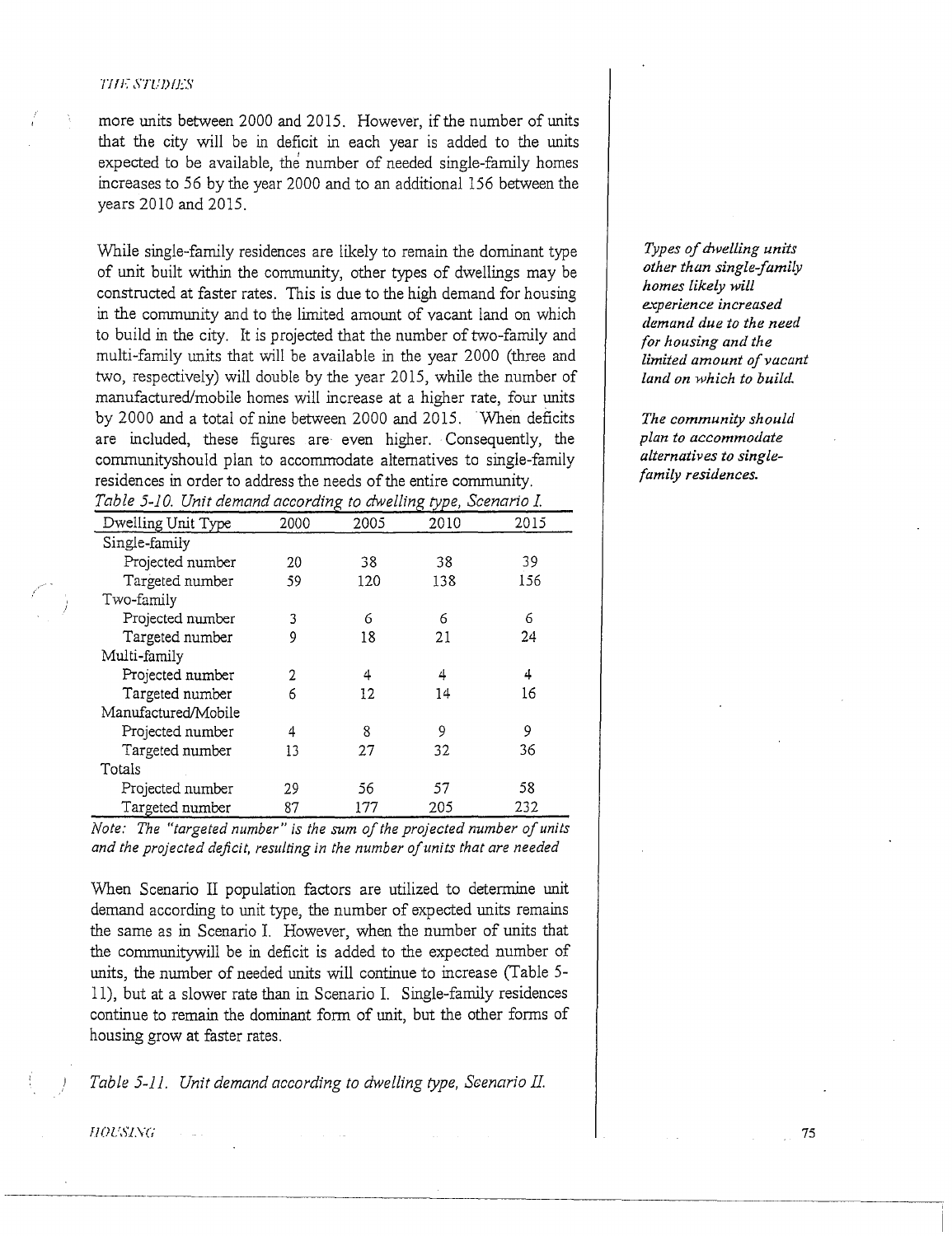more units between 2000 and 2015. However, if the number of units that the city will be in deficit in each year is added to the units expected to be available, the number of needed single-family homes increases to 56 by the year 2000 and to an additional 156 between the years 2010 and 2015.

While single-family residences are likely to remain the dominant type of unit built within the community, other types of dwellings may be constructed at faster rates. This is due to the high demand for housing in the community and to the limited amount of vacant land on which to build in the city. It is projected that the number of two-family and multi-family units that will be available in the year 2000 (three and two, respectively) will double by the year 2015, while the number of manufactured/mobile homes will increase at a higher rate, four units by 2000 and a total of nine between 2000 and 2015. When deficits are included, these figures are even higher. Consequently, the communityshould plan to accommodate alternatives to single-family residences in order to address the needs of the entire community.

*Types of dwelling units other than single-family homes likely will experience increased demand due to the need for housing and the limited amount of vacant land on which to build.*

*The community should plan to accommodate alternatives to single-family residences.*

*Table 5-10. Unit demand according to dwelling type, Scenario I.*

| Dwelling Unit Type | 2000 | 2005 | 2010 | 2015 |
|---|---|---|---|---|
| Single-family | | | | |
| Projected number | 20 | 38 | 38 | 39 |
| Targeted number | 59 | 120 | 138 | 156 |
| Two-family | | | | |
| Projected number | 3 | 6 | 6 | 6 |
| Targeted number | 9 | 18 | 21 | 24 |
| Multi-family | | | | |
| Projected number | 2 | 4 | 4 | 4 |
| Targeted number | 6 | 12 | 14 | 16 |
| Manufactured/Mobile | | | | |
| Projected number | 4 | 8 | 9 | 9 |
| Targeted number | 13 | 27 | 32 | 36 |
| Totals | | | | |
| Projected number | 29 | 56 | 57 | 58 |
| Targeted number | 87 | 177 | 205 | 232 |

*Note: The "targeted number" is the sum of the projected number of units and the projected deficit, resulting in the number of units that are needed*

When Scenario II population factors are utilized to determine unit demand according to unit type, the number of expected units remains the same as in Scenario I. However, when the number of units that the communitywill be in deficit is added to the expected number of units, the number of needed units will continue to increase (Table 5-11), but at a slower rate than in Scenario I. Single-family residences continue to remain the dominant form of unit, but the other forms of housing grow at faster rates.

*Table 5-11. Unit demand according to dwelling type, Scenario II.*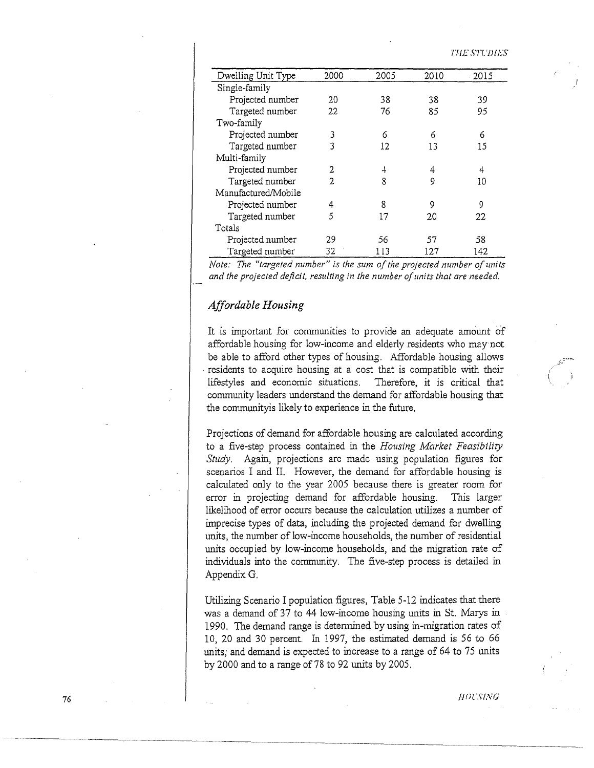| Dwelling Unit Type | 2000 | 2005 | 2010 | 2015 |
|---|---|---|---|---|
| Single-family | | | | |
| Projected number | 20 | 38 | 38 | 39 |
| Targeted number | 22 | 76 | 85 | 95 |
| Two-family | | | | |
| Projected number | 3 | 6 | 6 | 6 |
| Targeted number | 3 | 12 | 13 | 15 |
| Multi-family | | | | |
| Projected number | 2 | 4 | 4 | 4 |
| Targeted number | 2 | 8 | 9 | 10 |
| Manufactured/Mobile | | | | |
| Projected number | 4 | 8 | 9 | 9 |
| Targeted number | 5 | 17 | 20 | 22 |
| Totals | | | | |
| Projected number | 29 | 56 | 57 | 58 |
| Targeted number | 32 | 113 | 127 | 142 |

*Note: The "targeted number" is the sum of the projected number of units and the projected deficit, resulting in the number of units that are needed.*

### *Affordable Housing*

It is important for communities to provide an adequate amount of affordable housing for low-income and elderly residents who may not be able to afford other types of housing. Affordable housing allows residents to acquire housing at a cost that is compatible with their lifestyles and economic situations. Therefore, it is critical that community leaders understand the demand for affordable housing that the communityis likely to experience in the future.

Projections of demand for affordable housing are calculated according to a five-step process contained in the *Housing Market Feasibility Study*. Again, projections are made using population figures for scenarios I and II. However, the demand for affordable housing is calculated only to the year 2005 because there is greater room for error in projecting demand for affordable housing. This larger likelihood of error occurs because the calculation utilizes a number of imprecise types of data, including the projected demand for dwelling units, the number of low-income households, the number of residential units occupied by low-income households, and the migration rate of individuals into the community. The five-step process is detailed in Appendix G.

Utilizing Scenario I population figures, Table 5-12 indicates that there was a demand of 37 to 44 low-income housing units in St. Marys in 1990. The demand range is determined by using in-migration rates of 10, 20 and 30 percent. In 1997, the estimated demand is 56 to 66 units, and demand is expected to increase to a range of 64 to 75 units by 2000 and to a range of 78 to 92 units by 2005.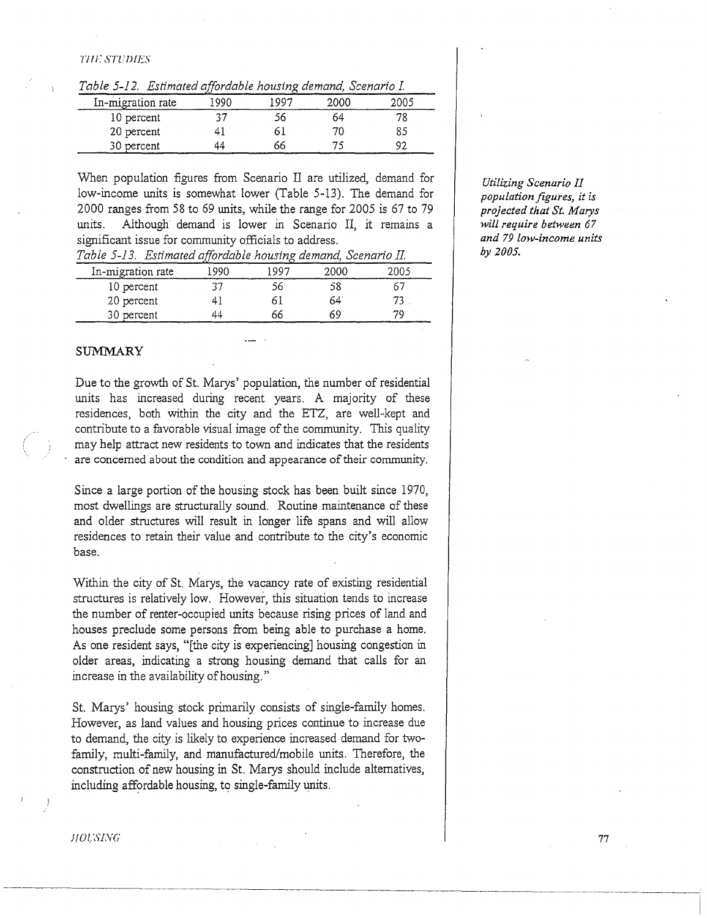*Table 5-12. Estimated affordable housing demand, Scenario I.*

| In-migration rate | 1990 | 1997 | 2000 | 2005 |
|---|---|---|---|---|
| 10 percent | 37 | 56 | 64 | 78 |
| 20 percent | 41 | 61 | 70 | 85 |
| 30 percent | 44 | 66 | 75 | 92 |

When population figures from Scenario II are utilized, demand for low-income units is somewhat lower (Table 5-13). The demand for 2000 ranges from 58 to 69 units, while the range for 2005 is 67 to 79 units. Although demand is lower in Scenario II, it remains a significant issue for community officials to address.

*Utilizing Scenario II population figures, it is projected that St. Marys will require between 67 and 79 low-income units by 2005.*

*Table 5-13. Estimated affordable housing demand, Scenario II.*

| In-migration rate | 1990 | 1997 | 2000 | 2005 |
|---|---|---|---|---|
| 10 percent | 37 | 56 | 58 | 67 |
| 20 percent | 41 | 61 | 64 | 73 |
| 30 percent | 44 | 66 | 69 | 79 |

## SUMMARY

Due to the growth of St. Marys' population, the number of residential units has increased during recent years. A majority of these residences, both within the city and the ETZ, are well-kept and contribute to a favorable visual image of the community. This quality may help attract new residents to town and indicates that the residents are concerned about the condition and appearance of their community.

Since a large portion of the housing stock has been built since 1970, most dwellings are structurally sound. Routine maintenance of these and older structures will result in longer life spans and will allow residences to retain their value and contribute to the city's economic base.

Within the city of St. Marys, the vacancy rate of existing residential structures is relatively low. However, this situation tends to increase the number of renter-occupied units because rising prices of land and houses preclude some persons from being able to purchase a home. As one resident says, "[the city is experiencing] housing congestion in older areas, indicating a strong housing demand that calls for an increase in the availability of housing."

St. Marys' housing stock primarily consists of single-family homes. However, as land values and housing prices continue to increase due to demand, the city is likely to experience increased demand for two-family, multi-family, and manufactured/mobile units. Therefore, the construction of new housing in St. Marys should include alternatives, including affordable housing, to single-family units.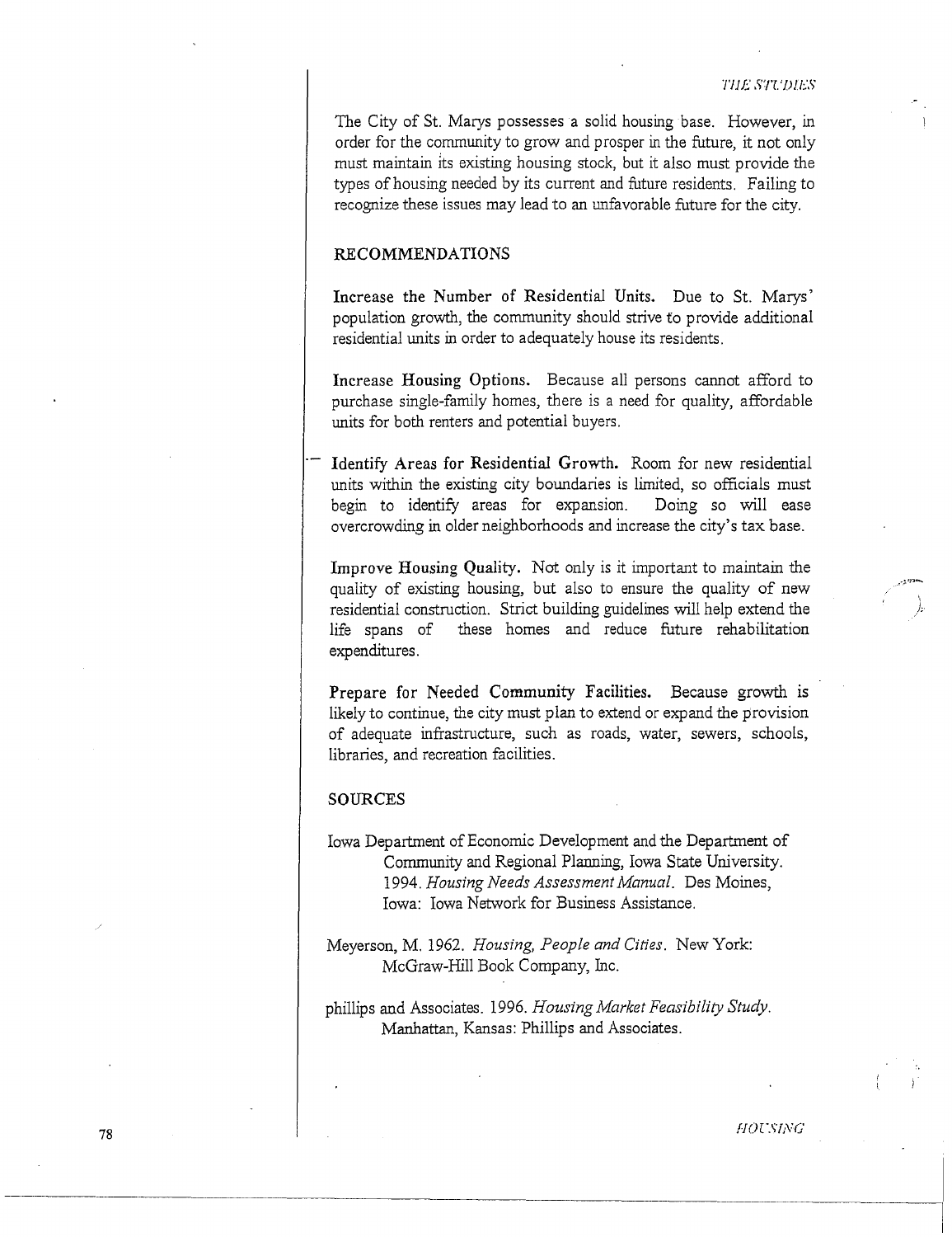The City of St. Marys possesses a solid housing base. However, in order for the community to grow and prosper in the future, it not only must maintain its existing housing stock, but it also must provide the types of housing needed by its current and future residents. Failing to recognize these issues may lead to an unfavorable future for the city.

## RECOMMENDATIONS

**Increase the Number of Residential Units.** Due to St. Marys' population growth, the community should strive to provide additional residential units in order to adequately house its residents.

**Increase Housing Options.** Because all persons cannot afford to purchase single-family homes, there is a need for quality, affordable units for both renters and potential buyers.

**Identify Areas for Residential Growth.** Room for new residential units within the existing city boundaries is limited, so officials must begin to identify areas for expansion. Doing so will ease overcrowding in older neighborhoods and increase the city's tax base.

**Improve Housing Quality.** Not only is it important to maintain the quality of existing housing, but also to ensure the quality of new residential construction. Strict building guidelines will help extend the life spans of these homes and reduce future rehabilitation expenditures.

**Prepare for Needed Community Facilities.** Because growth is likely to continue, the city must plan to extend or expand the provision of adequate infrastructure, such as roads, water, sewers, schools, libraries, and recreation facilities.

## SOURCES

Iowa Department of Economic Development and the Department of Community and Regional Planning, Iowa State University. 1994. *Housing Needs Assessment Manual*. Des Moines, Iowa: Iowa Network for Business Assistance.

Meyerson, M. 1962. *Housing, People and Cities*. New York: McGraw-Hill Book Company, Inc.

phillips and Associates. 1996. *Housing Market Feasibility Study*. Manhattan, Kansas: Phillips and Associates.